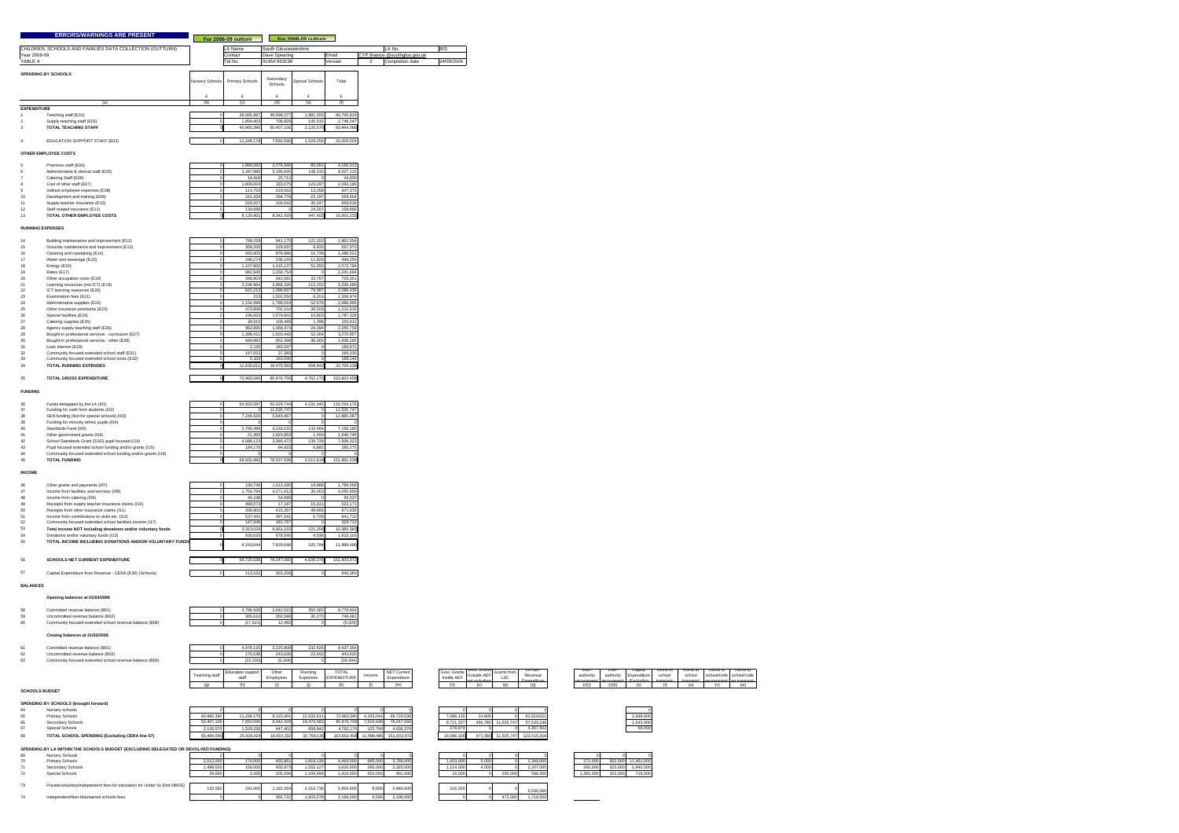**ERRORS/WARNINGS ARE PRESENT**

For 2008-09 outturn

CHILDREN, SCHOOLS AND FAMILIES DATA COLLECTION (OUTTURN)

Year 2008-09

TABLE A

| LA Name | South Gloucestershire | | | LA No. | 803 |
|---|---|---|---|---|---|
| Contact | Dave Spearing | Email | CYP.finance @southglos.gov.uk | | |
| Tel No. | 01454 863198 | Version | 2 | Completion date | 24/09/2009 |

## SPENDING BY SCHOOLS

| | (a) | Nursery Schools £ (b) | Primary Schools £ (c) | Secondary Schools £ (d) | Special Schools £ (e) | Total £ (f) |
|---|---|---|---|---|---|---|
| **EXPENDITURE** | | | | | | |
| 1 | Teaching staff (E01) | 0 | 39,065,987 | 49,698,277 | 1,981,555 | 90,745,819 |
| 2 | Supply teaching staff (E02) | 0 | 1,894,403 | 708,829 | 145,015 | 2,748,247 |
| 3 | **TOTAL TEACHING STAFF** | 0 | 40,960,390 | 50,407,106 | 2,126,570 | 93,494,066 |
| 4 | EDUCATION SUPPORT STAFF (E03) | 0 | 11,249,178 | 7,650,590 | 1,529,256 | 20,429,024 |
| **OTHER EMPLOYEE COSTS** | | | | | | |
| 5 | Premises staff (E04) | 0 | 1,986,582 | 2,078,340 | 85,091 | 4,150,013 |
| 6 | Administrative & clerical staff (E05) | 0 | 3,287,880 | 5,190,920 | 148,315 | 8,627,115 |
| 7 | Catering Staff (E06) | 0 | 18,918 | 25,712 | 0 | 44,630 |
| 8 | Cost of other staff (E07) | 0 | 1,806,824 | 333,075 | 123,287 | 2,263,186 |
| 9 | Indirect employee expenses (E08) | 0 | 114,753 | 319,562 | 13,058 | 447,373 |
| 10 | Development and training (E09) | 0 | 241,429 | 294,778 | 23,197 | 559,404 |
| 11 | Supply teacher insurance (E10) | 0 | 529,327 | 100,042 | 30,247 | 659,616 |
| 12 | Staff related insurance (E11) | 0 | 134,688 | 0 | 24,207 | 158,895 |
| 13 | **TOTAL OTHER EMPLOYEE COSTS** | 0 | 8,120,401 | 8,342,429 | 447,402 | 16,910,232 |
| **RUNNING EXPENSES** | | | | | | |
| 14 | Building maintenance and improvement (E12) | 0 | 799,229 | 941,175 | 122,150 | 1,862,554 |
| 15 | Grounds maintenance and improvement (E13) | 0 | 358,200 | 229,937 | 8,933 | 597,070 |
| 16 | Cleaning and caretaking (E14) | 0 | 592,805 | 878,980 | 16,736 | 1,488,521 |
| 17 | Water and sewerage (E15) | 0 | 246,274 | 236,155 | 11,826 | 494,255 |
| 18 | Energy (E16) | 0 | 1,107,602 | 1,415,137 | 51,055 | 2,573,794 |
| 19 | Rates (E17) | 0 | 982,940 | 1,258,754 | 0 | 2,241,694 |
| 20 | Other occupation costs (E18) | 0 | 348,903 | 342,681 | 33,767 | 725,351 |
| 21 | Learning resources (not ICT) (E19) | 0 | 2,244,964 | 2,966,320 | 115,202 | 5,326,486 |
| 22 | ICT learning resources (E20) | 0 | 621,212 | 1,398,837 | 79,387 | 2,099,436 |
| 23 | Examination fees (E21) | 0 | 223 | 1,502,550 | 6,201 | 1,508,974 |
| 24 | Administrative supplies (E22) | 0 | 1,154,899 | 1,789,518 | 52,578 | 2,996,995 |
| 25 | Other insurance premiums (E23) | 0 | 473,858 | 702,154 | 36,503 | 1,212,515 |
| 26 | Special facilities (E24) | 0 | 196,923 | 1,579,602 | 10,803 | 1,787,328 |
| 27 | Catering supplies (E25) | 0 | 39,515 | 109,499 | 1,398 | 150,412 |
| 28 | Agency supply teaching staff (E26) | 0 | 962,890 | 1,068,474 | 24,394 | 2,055,758 |
| 29 | Bought-in professional services - curriculum (E27) | 0 | 1,398,411 | 1,820,442 | 52,004 | 3,270,857 |
| 30 | Bought-in professional services - other (E28) | 0 | 949,882 | 852,398 | 36,005 | 1,838,285 |
| 31 | Loan interest (E29) | 0 | 2,125 | 183,547 | 0 | 185,672 |
| 32 | Community focused extended school staff (E31) | 0 | 147,652 | 37,383 | 0 | 185,035 |
| 33 | Community focused extended school costs (E32) | 0 | 5,304 | 163,040 | 0 | 168,144 |
| 34 | **TOTAL RUNNING EXPENSES** | 0 | 12,633,611 | 19,476,583 | 658,942 | 32,769,136 |
| 35 | **TOTAL GROSS EXPENDITURE** | 0 | 72,963,580 | 85,876,708 | 4,762,170 | 163,602,458 |
| **FUNDING** | | | | | | |
| 36 | Funds delegated by the LA (I01) | 0 | 54,503,087 | 52,029,744 | 4,231,345 | 110,764,176 |
| 37 | Funding for sixth form students (I02) | 0 | 0 | 11,535,747 | 0 | 11,535,747 |
| 38 | SEN funding (Not for special schools) (I03) | 0 | 7,244,620 | 5,640,467 | 0 | 12,885,087 |
| 39 | Funding for minority ethnic pupils (I04) | 0 | 0 | 0 | 0 | 0 |
| 40 | Standards Fund (I05) | 0 | 2,790,489 | 4,233,232 | 132,464 | 7,156,185 |
| 41 | Other government grants (I06) | 0 | 21,493 | 1,623,853 | 1,400 | 1,646,746 |
| 42 | School Standards Grant (SSG) (pupil focused (I14) | 0 | 4,088,123 | 3,380,472 | 139,728 | 7,608,323 |
| 43 | Pupil focused extended school funding and/or grants (I15) | 0 | 184,170 | 94,423 | 6,682 | 285,275 |
| 44 | Community focused extended school funding and/or grants (I16) | 0 | 0 | 0 | 0 | 0 |
| 45 | **TOTAL FUNDING** | 0 | 68,831,982 | 78,537,938 | 4,511,619 | 151,881,539 |
| **INCOME** | | | | | | |
| 46 | Other grants and payments (I07) | 0 | 136,749 | 1,613,430 | 18,880 | 1,769,059 |
| 47 | Income from facilities and services (I08) | 0 | 1,754,794 | 4,271,012 | 30,063 | 6,055,869 |
| 48 | Income from catering (I09) | 0 | 40,138 | 54,899 | 0 | 95,037 |
| 49 | Receipts from supply teacher insurance claims (I10) | 0 | 489,073 | 17,187 | 15,911 | 522,171 |
| 50 | Receipts from other insurance claims (I11) | 0 | 206,902 | 415,267 | 49,666 | 671,835 |
| 51 | Income from contributions to visits etc. (I12) | 0 | 537,441 | 397,541 | 6,728 | 941,710 |
| 52 | Community focused extended school facilities income (I17) | 0 | 147,946 | 181,767 | 0 | 329,713 |
| 53 | **Total income NOT including donations and/or voluntary funds** | 0 | 3,313,024 | 6,951,103 | 121,256 | 10,385,383 |
| 54 | Donations and/or voluntary funds (I13) | 0 | 930,020 | 678,545 | 4,538 | 1,613,103 |
| 55 | **TOTAL INCOME INCLUDING DONATIONS AND/OR VOLUNTARY FUNDS** | 0 | 4,243,044 | 7,629,648 | 125,794 | 11,998,486 |
| 56 | **SCHOOLS NET CURRENT EXPENDITURE** | 0 | 68,720,536 | 78,247,060 | 4,636,376 | 151,603,972 |
| 57 | Capital Expenditure from Revenue - CERA (E30) (Schools) | 0 | 113,152 | 833,208 | 0 | 946,360 |

## BALANCES

**Opening balances at 01/04/2008**

| | | Nursery | Primary | Secondary | Special | Total |
|---|---|---|---|---|---|---|
| 58 | Committed revenue balance (B01) | 0 | 4,786,945 | 3,642,515 | 350,365 | 8,779,824 |
| 59 | Uncommitted revenue balance (B02) | 0 | 365,610 | 350,598 | 30,273 | 746,481 |
| 60 | Community focused extended school revenue balance (B06) | 0 | (17,521) | 12,492 | 0 | (5,029) |

**Closing balances at 31/03/2009**

| | | Nursery | Primary | Secondary | Special | Total |
|---|---|---|---|---|---|---|
| 61 | Committed revenue balance (B01) | 0 | 4,979,120 | 3,225,808 | 232,426 | 8,437,354 |
| 62 | Uncommitted revenue balance (B02) | 0 | 176,538 | 243,630 | 23,452 | 443,620 |
| 63 | Community focused extended school revenue balance (B06) | 0 | (22,330) | (6,164) | 0 | (28,494) |

## SCHOOLS BUDGET

| | | Teaching staff (g) | Education support staff (h) | Other Employees (i) | Running Expenses (j) | TOTAL EXPENDITURE (k) | Income (l) | NET Current Expenditure (m) | Govt. Grants Inside AEF (n) | Govt. Grants Outside AEF not including (o) | Grants from LSC (p) | LA net Revenue Expenditure (q) | Inter-authority recoupment (r(i)) | Inter-authority recoupment (r(ii)) | Capital Expenditure (Excluding (s) | Home to school transport (t) | Home to school transport (u) | Home to school/college transport (v) | Home to school/college transport (w) |
|---|---|---|---|---|---|---|---|---|---|---|---|---|---|---|---|---|---|---|---|
| **SPENDING BY SCHOOLS (brought forward)** | | | | | | | | | | | | | | | | | | | |
| 64 | Nursery schools | 0 | 0 | 0 | 0 | 0 | 0 | 0 | 0 | 0 | 0 | 0 | | | 0 | | | | |
| 65 | Primary Schools | 40,960,390 | 11,249,178 | 8,120,401 | 12,633,611 | 72,963,580 | 4,243,044 | 68,720,536 | 7,086,115 | 14,800 | 0 | 61,619,621 | | | 2,938,000 | | | | |
| 66 | Secondary Schools | 50,407,106 | 7,650,590 | 8,342,429 | 19,476,583 | 85,876,708 | 7,629,648 | 78,247,060 | 8,721,337 | 456,780 | 11,535,747 | 57,533,196 | | | 1,543,000 | | | | |
| 67 | Special Schools | 2,126,570 | 1,529,256 | 447,402 | 658,942 | 4,762,170 | 125,794 | 4,636,376 | 278,874 | 0 | 0 | 4,357,502 | | | 59,000 | | | | |
| 68 | **TOTAL SCHOOL SPENDING (Excluding CERA line 57)** | 93,494,066 | 20,429,024 | 16,910,232 | 32,769,136 | 163,602,458 | 11,998,486 | 151,603,972 | 16,086,326 | 471,580 | 11,535,747 | 123,510,319 | | | | | | | |
| **SPENDING BY LA WITHIN THE SCHOOLS BUDGET (EXCLUDING DELEGATED OR DEVOLVED FUNDING)** | | | | | | | | | | | | | | | | | | | |
| 69 | Nursery Schools | 0 | 0 | 0 | 0 | 0 | 0 | 0 | 0 | 0 | 0 | 0 | 0 | 0 | 0 | | | | |
| 70 | Primary Schools | 2,012,000 | 176,000 | 455,861 | 1,819,139 | 4,463,000 | 695,000 | 3,768,000 | 1,423,000 | 5,000 | 0 | 2,340,000 | 272,000 | 302,000 | 11,461,000 | | | | |
| 71 | Secondary Schools | 1,499,000 | 156,000 | 402,873 | 1,552,127 | 3,610,000 | 285,000 | 3,325,000 | 1,114,000 | 4,000 | 0 | 2,207,000 | 260,000 | 323,000 | 5,940,000 | | | | |
| 72 | Special Schools | 34,000 | 5,000 | 205,506 | 1,169,494 | 1,414,000 | 553,000 | 861,000 | 19,000 | 0 | 256,000 | 586,000 | 1,365,000 | 153,000 | 719,000 | | | | |
| 73 | Private/voluntary/independent fees for education for Under 5s (Not NMSS) | 120,000 | 241,000 | 1,182,264 | 4,310,736 | 5,854,000 | 8,000 | 5,846,000 | 316,000 | 0 | 0 | 5,530,000 | | | | | | | |
| 74 | Independent/Non-Maintained schools fees | 0 | 0 | 592,722 | 1,603,278 | 2,196,000 | 6,000 | 2,190,000 | 0 | 0 | 472,000 | 1,718,000 | | | | | | | |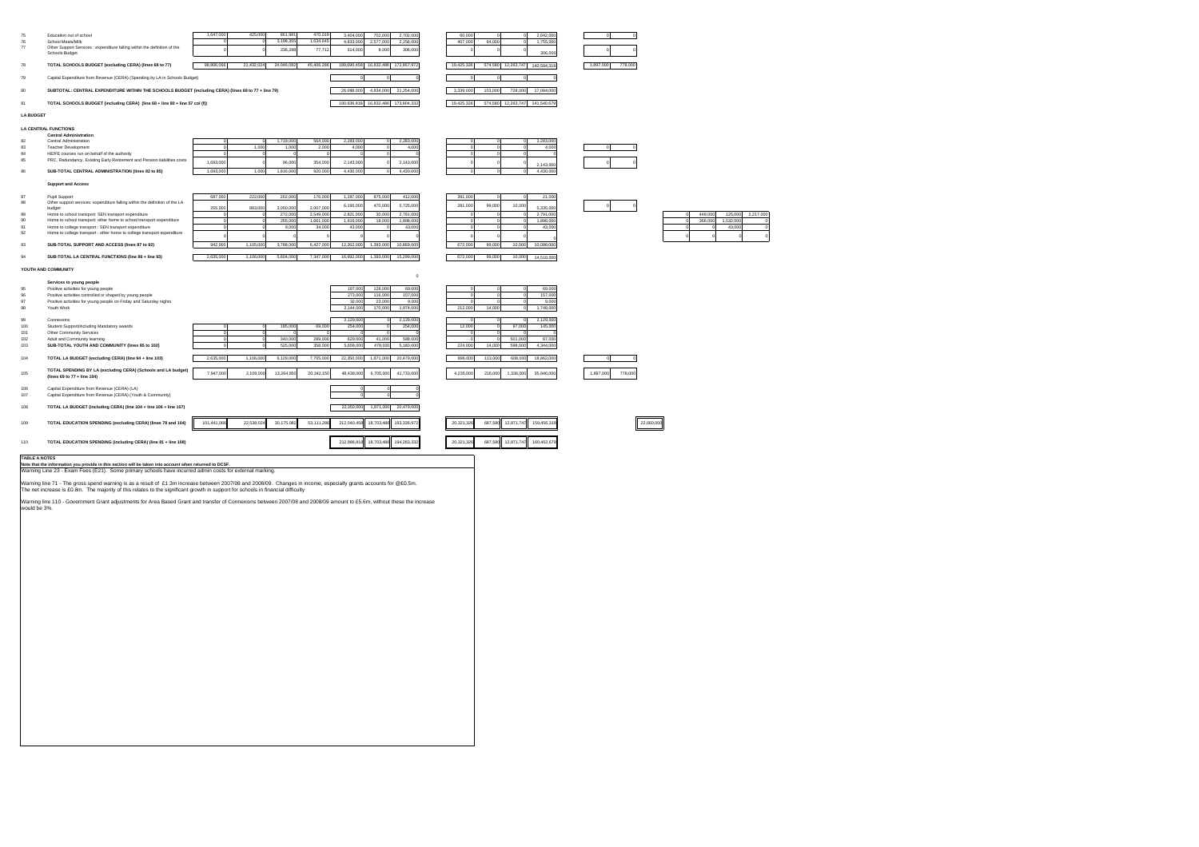| | | | | | | | | | | | | | | | | | | | |
|---|---|---|---|---|---|---|---|---|---|---|---|---|---|---|---|---|---|---|---|
| 75 | Education out of school | 1,647,000 | 425,000 | 861,981 | 470,019 | 3,404,000 | 702,000 | 2,702,000 | 60,000 | 0 | 0 | 2,642,000 | 0 | 0 | | | | | |
| 76 | School Meals/Milk | 0 | 0 | 3,198,355 | 1,634,645 | 4,833,000 | 2,577,000 | 2,256,000 | 407,000 | 94,000 | 0 | 1,755,000 | | | | | | | |
| 77 | Other Support Services : expenditure falling within the definition of the Schools Budget | 0 | 0 | 236,288 | 77,712 | 314,000 | 8,000 | 306,000 | 0 | 0 | 0 | 306,000 | 0 | 0 | | | | | |
| 78 | **TOTAL SCHOOLS BUDGET (excluding CERA) (lines 68 to 77)** | 99,806,000 | 21,432,024 | 24,046,082 | 45,406,286 | 189,690,458 | 16,832,486 | 172,857,972 | 19,425,326 | 574,580 | 12,263,747 | 140,594,319 | 1,897,000 | 778,000 | | | | | |
| 79 | Capital Expenditure from Revenue (CERA) (Spending by LA in Schools Budget) | | | | | 0 | 0 | 0 | 0 | 0 | 0 | 0 | | | | | | | |
| 80 | **SUBTOTAL : CENTRAL EXPENDITURE WITHIN THE SCHOOLS BUDGET (including CERA) (lines 69 to 77 + line 79)** | | | | | 26,088,000 | 4,834,000 | 21,254,000 | 3,339,000 | 103,000 | 728,000 | 17,084,000 | | | | | | | |
| 81 | **TOTAL SCHOOLS BUDGET (including CERA) (line 68 + line 80 + line 57 col (f))** | | | | | 190,636,818 | 16,832,486 | 173,804,332 | 19,425,326 | 574,580 | 12,263,747 | 141,540,679 | | | | | | | |
| | **LA BUDGET** | | | | | | | | | | | | | | | | | | |
| | **LA CENTRAL FUNCTIONS** | | | | | | | | | | | | | | | | | | |
| | **Central Administration** | | | | | | | | | | | | | | | | | | |
| 82 | Central Administration | 0 | 0 | 1,719,000 | 564,000 | 2,283,000 | 0 | 2,283,000 | 0 | 0 | 0 | 2,283,000 | | | | | | | |
| 83 | Teacher Development | 0 | 1,000 | 1,000 | 2,000 | 4,000 | 0 | 4,000 | 0 | 0 | 0 | 4,000 | 0 | 0 | | | | | |
| 84 | HE/FE courses run on behalf of the authority | 0 | 0 | 0 | 0 | 0 | 0 | 0 | 0 | 0 | 0 | 0 | | | | | | | |
| 85 | PRC, Redundancy, Existing Early Retirement and Pension liabilities costs | 1,693,000 | 0 | 96,000 | 354,000 | 2,143,000 | 0 | 2,143,000 | 0 | 0 | 0 | 2,143,000 | 0 | 0 | | | | | |
| 86 | **SUB-TOTAL CENTRAL ADMINISTRATION (lines 82 to 85)** | 1,693,000 | 1,000 | 1,816,000 | 920,000 | 4,430,000 | 0 | 4,430,000 | 0 | 0 | 0 | 4,430,000 | | | | | | | |
| | **Support and Access** | | | | | | | | | | | | | | | | | | |
| 87 | Pupil Support | 687,000 | 222,000 | 202,000 | 176,000 | 1,287,000 | 875,000 | 412,000 | 391,000 | 0 | 0 | 21,000 | | | | | | | |
| 88 | Other support services: expenditure falling within the definition of the LA budget | 255,000 | 883,000 | 3,050,000 | 2,007,000 | 6,195,000 | 470,000 | 5,725,000 | 281,000 | 99,000 | 10,000 | 5,335,000 | 0 | 0 | | | | | |
| 89 | Home to school transport: SEN transport expenditure | 0 | 0 | 272,000 | 2,549,000 | 2,821,000 | 30,000 | 2,791,000 | 0 | 0 | 0 | 2,791,000 | | | | 0 | 449,000 | 125,000 | 2,217,000 |
| 90 | Home to school transport: other home to school transport expenditure | 0 | 0 | 255,000 | 1,661,000 | 1,916,000 | 18,000 | 1,898,000 | 0 | 0 | 0 | 1,898,000 | | | | 0 | 366,000 | 1,532,000 | 0 |
| 91 | Home to college transport : SEN transport expenditure | 0 | 0 | 9,000 | 34,000 | 43,000 | 0 | 43,000 | 0 | 0 | 0 | 43,000 | | | | 0 | 0 | 43,000 | 0 |
| 92 | Home to college transport : other home to college transport expenditure | 0 | 0 | 0 | 0 | 0 | 0 | 0 | 0 | 0 | 0 | 0 | | | | 0 | 0 | 0 | 0 |
| 93 | **SUB-TOTAL SUPPORT AND ACCESS (lines 87 to 92)** | 942,000 | 1,105,000 | 3,788,000 | 6,427,000 | 12,262,000 | 1,393,000 | 10,869,000 | 672,000 | 99,000 | 10,000 | 10,088,000 | | | | | | | |
| 94 | **SUB-TOTAL LA CENTRAL FUNCTIONS (line 86 + line 93)** | 2,635,000 | 1,106,000 | 5,604,000 | 7,347,000 | 16,692,000 | 1,393,000 | 15,299,000 | 672,000 | 99,000 | 10,000 | 14,518,000 | | | | | | | |
| | **YOUTH AND COMMUNITY** | | | | | | | 0 | | | | | | | | | | | |
| | **Services to young people** | | | | | | | | | | | | | | | | | | |
| 95 | Positive activities for young people | | | | | 197,000 | 128,000 | 69,000 | 0 | 0 | 0 | 69,000 | | | | | | | |
| 96 | Positive activities controlled or shaped by young people | | | | | 273,000 | 116,000 | 157,000 | 0 | 0 | 0 | 157,000 | | | | | | | |
| 97 | Positive activities for young people on Friday and Saturday nights | | | | | 32,000 | 23,000 | 9,000 | 0 | 0 | 0 | 9,000 | | | | | | | |
| 98 | Youth Work | | | | | 2,144,000 | 170,000 | 1,974,000 | 212,000 | 14,000 | 0 | 1,748,000 | | | | | | | |
| 99 | Connexions | | | | | 2,129,000 | 0 | 2,129,000 | 0 | 0 | 0 | 2,129,000 | | | | | | | |
| 100 | Student Support/including Mandatory awards | 0 | 0 | 185,000 | 69,000 | 254,000 | 0 | 254,000 | 12,000 | 0 | 97,000 | 145,000 | | | | | | | |
| 101 | Other Community Services | 0 | 0 | 0 | 0 | 0 | 0 | 0 | 0 | 0 | 0 | 0 | | | | | | | |
| 102 | Adult and Community learning | 0 | 0 | 340,000 | 289,000 | 629,000 | 41,000 | 588,000 | 0 | 0 | 501,000 | 87,000 | | | | | | | |
| 103 | **SUB-TOTAL YOUTH AND COMMUNITY (lines 95 to 102)** | 0 | 0 | 525,000 | 358,000 | 5,658,000 | 478,000 | 5,180,000 | 224,000 | 14,000 | 598,000 | 4,344,000 | | | | | | | |
| 104 | **TOTAL LA BUDGET (excluding CERA) (line 94 + line 103)** | 2,635,000 | 1,106,000 | 6,129,000 | 7,705,000 | 22,350,000 | 1,871,000 | 20,479,000 | 896,000 | 113,000 | 608,000 | 18,862,000 | 0 | 0 | | | | | |
| 105 | **TOTAL SPENDING BY LA (excluding CERA) (Schools and LA budget) (lines 69 to 77 + line 104)** | 7,947,000 | 2,109,000 | 13,264,850 | 20,342,150 | 48,438,000 | 6,705,000 | 41,733,000 | 4,235,000 | 216,000 | 1,336,000 | 35,946,000 | 1,897,000 | 778,000 | | | | | |
| 106 | Capital Expenditure from Revenue (CERA) (LA) | | | | | 0 | 0 | 0 | | | | | | | | | | | |
| 107 | Capital Expenditure from Revenue (CERA) (Youth & Community) | | | | | 0 | 0 | 0 | | | | | | | | | | | |
| 108 | **TOTAL LA BUDGET (including CERA) (line 104 + line 106 + line 107)** | | | | | 22,350,000 | 1,871,000 | 20,479,000 | | | | | | | | | | | |
| 109 | **TOTAL EDUCATION SPENDING (excluding CERA) (lines 78 and 104)** | 101,441,000 | 22,538,024 | 30,175,082 | 53,111,286 | 212,040,458 | 18,703,486 | 193,336,972 | 20,321,326 | 687,580 | 12,871,747 | 159,456,319 | | | 22,660,000 | | | | |
| 110 | **TOTAL EDUCATION SPENDING (including CERA) (line 81 + line 108)** | | | | | 212,986,818 | 18,703,486 | 194,283,332 | 20,321,326 | 687,580 | 12,871,747 | 160,402,679 | | | | | | | |

**TABLE A NOTES**

**Note that the information you provide in this section will be taken into account when returned to DCSF.**

Warning Line 23 - Exam Fees (E21). Some primary schools have incurred admin costs for external marking.

Warning line 71 - The gross spend warning is as a result of £1.3m increase between 2007/08 and 2008/09. Changes in income, especially grants accounts for @£0.5m. The net increase is £0.8m. The majority of this relates to the significant growth in support for schools in financial difficulty

Warning line 110 - Government Grant adjustments for Area Based Grant and transfer of Connexions between 2007/08 and 2008/09 amount to £5.6m, without these the increase would be 3%.